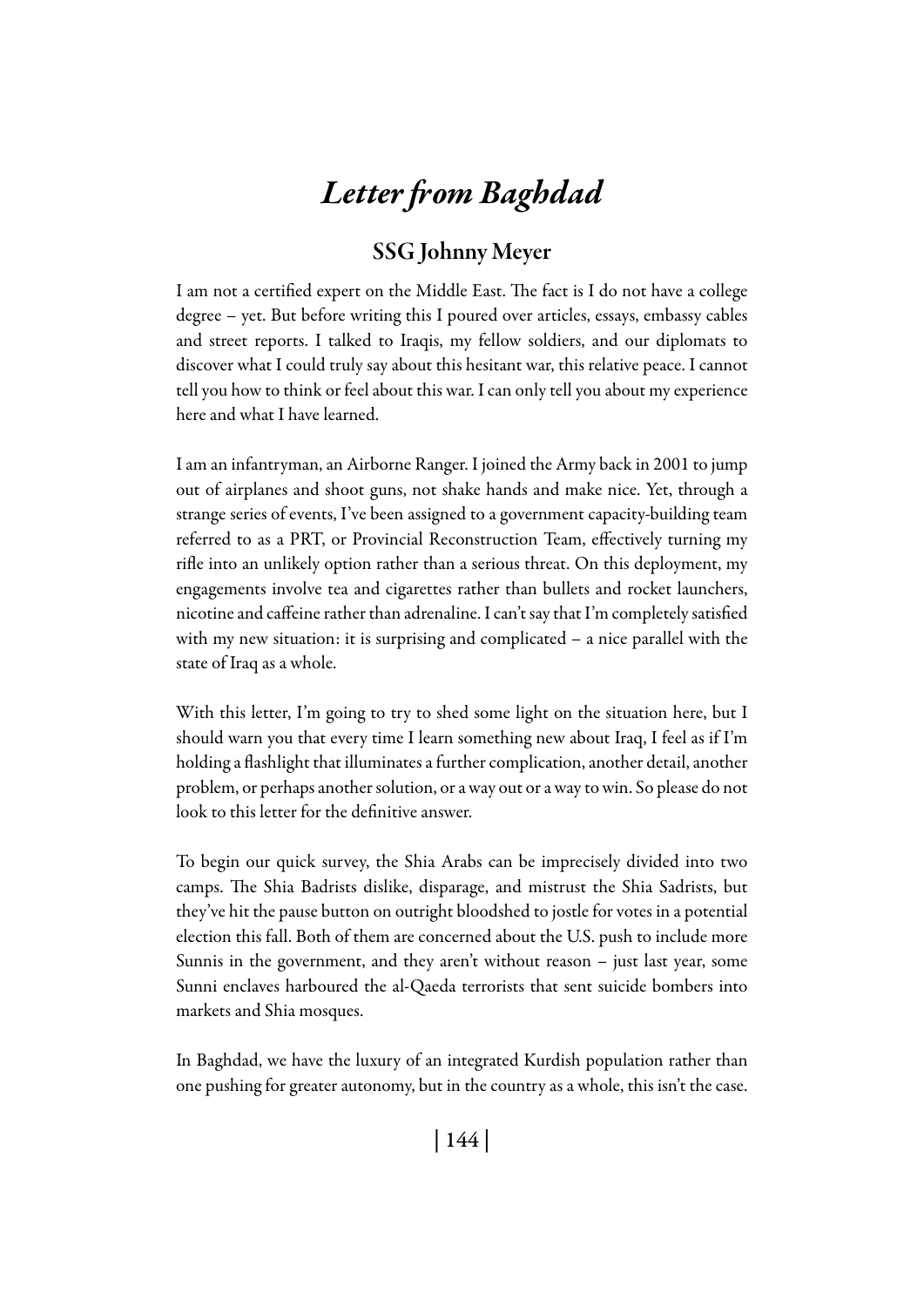# *Letter from Baghdad*

## SSG Johnny Meyer

I am not a certified expert on the Middle East. The fact is I do not have a college degree – yet. But before writing this I poured over articles, essays, embassy cables and street reports. I talked to Iraqis, my fellow soldiers, and our diplomats to discover what I could truly say about this hesitant war, this relative peace. I cannot tell you how to think or feel about this war. I can only tell you about my experience here and what I have learned.

I am an infantryman, an Airborne Ranger. I joined the Army back in 2001 to jump out of airplanes and shoot guns, not shake hands and make nice. Yet, through a strange series of events, I've been assigned to a government capacity-building team referred to as a PRT, or Provincial Reconstruction Team, effectively turning my rifle into an unlikely option rather than a serious threat. On this deployment, my engagements involve tea and cigarettes rather than bullets and rocket launchers, nicotine and caffeine rather than adrenaline. I can't say that I'm completely satisfied with my new situation: it is surprising and complicated – a nice parallel with the state of Iraq as a whole.

With this letter, I'm going to try to shed some light on the situation here, but I should warn you that every time I learn something new about Iraq, I feel as if I'm holding a flashlight that illuminates a further complication, another detail, another problem, or perhaps another solution, or a way out or a way to win. So please do not look to this letter for the definitive answer.

To begin our quick survey, the Shia Arabs can be imprecisely divided into two camps. The Shia Badrists dislike, disparage, and mistrust the Shia Sadrists, but they've hit the pause button on outright bloodshed to jostle for votes in a potential election this fall. Both of them are concerned about the U.S. push to include more Sunnis in the government, and they aren't without reason – just last year, some Sunni enclaves harboured the al-Qaeda terrorists that sent suicide bombers into markets and Shia mosques.

In Baghdad, we have the luxury of an integrated Kurdish population rather than one pushing for greater autonomy, but in the country as a whole, this isn't the case.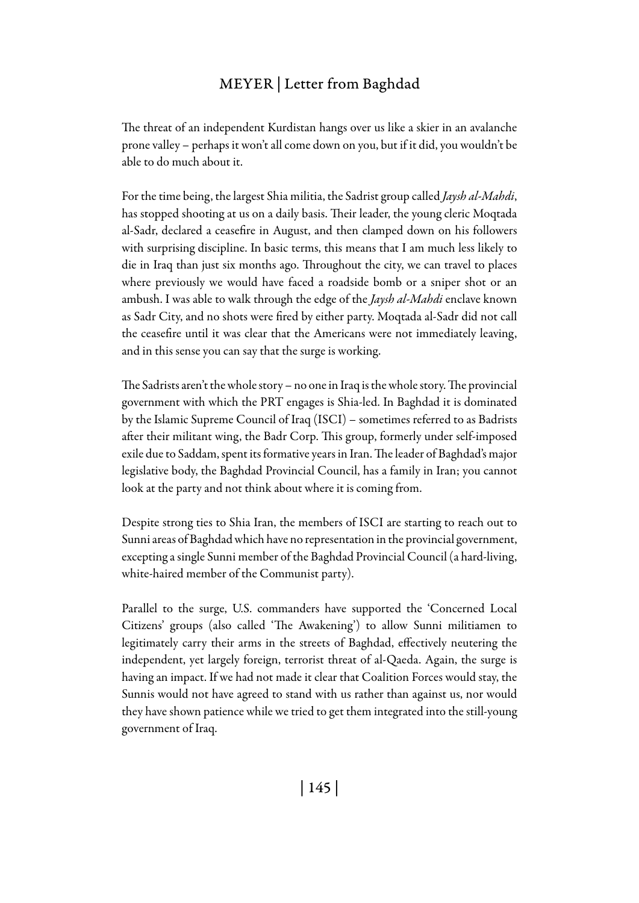The threat of an independent Kurdistan hangs over us like a skier in an avalanche prone valley – perhaps it won't all come down on you, but if it did, you wouldn't be able to do much about it.

For the time being, the largest Shia militia, the Sadrist group called *Jaysh al-Mahdi*, has stopped shooting at us on a daily basis. Their leader, the young cleric Moqtada al-Sadr, declared a ceasefire in August, and then clamped down on his followers with surprising discipline. In basic terms, this means that I am much less likely to die in Iraq than just six months ago. Throughout the city, we can travel to places where previously we would have faced a roadside bomb or a sniper shot or an ambush. I was able to walk through the edge of the *Jaysh al-Mahdi* enclave known as Sadr City, and no shots were fired by either party. Moqtada al-Sadr did not call the ceasefire until it was clear that the Americans were not immediately leaving, and in this sense you can say that the surge is working.

The Sadrists aren't the whole story – no one in Iraq is the whole story. The provincial government with which the PRT engages is Shia-led. In Baghdad it is dominated by the Islamic Supreme Council of Iraq (ISCI) – sometimes referred to as Badrists after their militant wing, the Badr Corp. This group, formerly under self-imposed exile due to Saddam, spent its formative years in Iran. The leader of Baghdad's major legislative body, the Baghdad Provincial Council, has a family in Iran; you cannot look at the party and not think about where it is coming from.

Despite strong ties to Shia Iran, the members of ISCI are starting to reach out to Sunni areas of Baghdad which have no representation in the provincial government, excepting a single Sunni member of the Baghdad Provincial Council (a hard-living, white-haired member of the Communist party).

Parallel to the surge, U.S. commanders have supported the 'Concerned Local Citizens' groups (also called 'The Awakening') to allow Sunni militiamen to legitimately carry their arms in the streets of Baghdad, effectively neutering the independent, yet largely foreign, terrorist threat of al-Qaeda. Again, the surge is having an impact. If we had not made it clear that Coalition Forces would stay, the Sunnis would not have agreed to stand with us rather than against us, nor would they have shown patience while we tried to get them integrated into the still-young government of Iraq.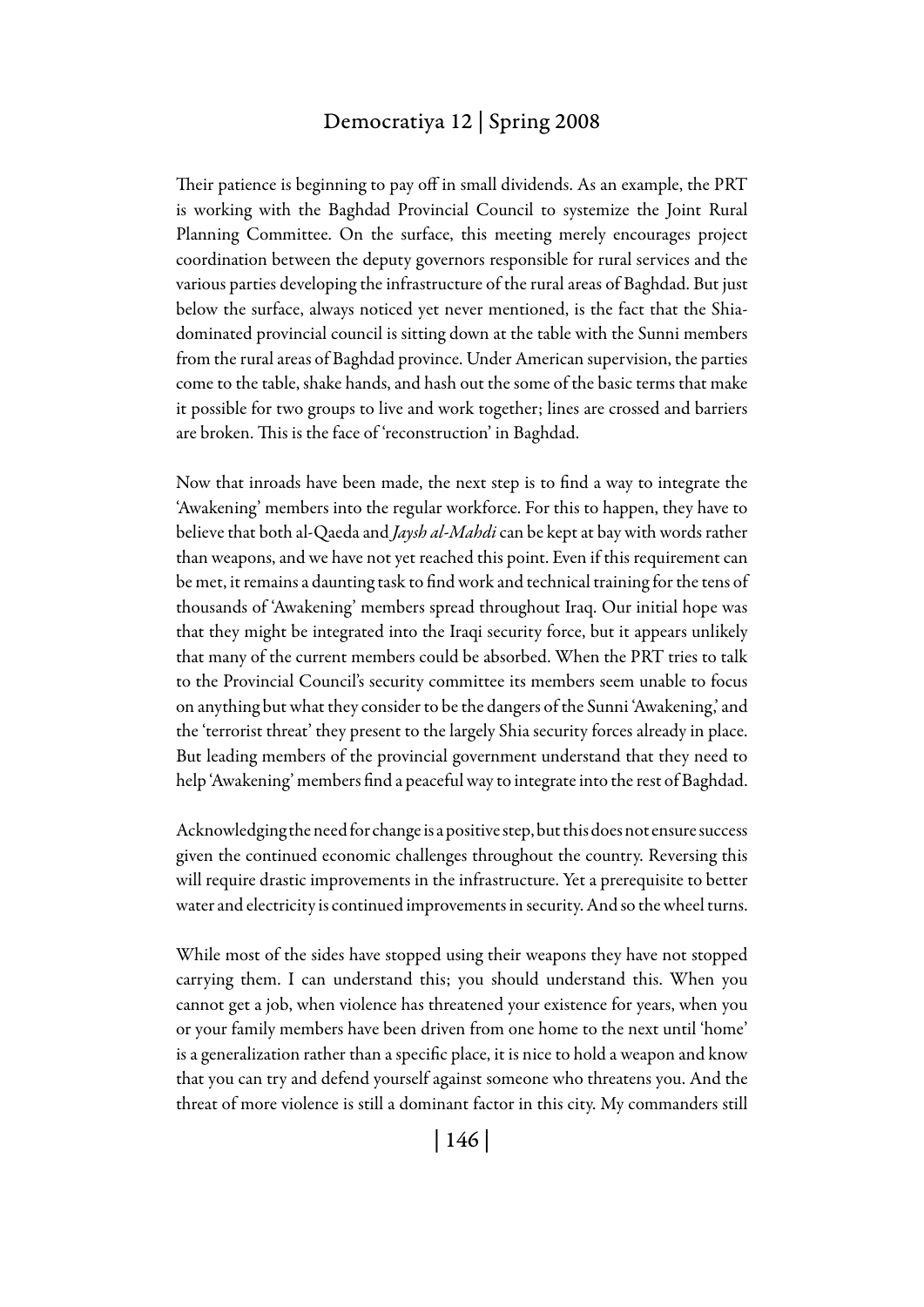Their patience is beginning to pay off in small dividends. As an example, the PRT is working with the Baghdad Provincial Council to systemize the Joint Rural Planning Committee. On the surface, this meeting merely encourages project coordination between the deputy governors responsible for rural services and the various parties developing the infrastructure of the rural areas of Baghdad. But just below the surface, always noticed yet never mentioned, is the fact that the Shia-dominated provincial council is sitting down at the table with the Sunni members from the rural areas of Baghdad province. Under American supervision, the parties come to the table, shake hands, and hash out the some of the basic terms that make it possible for two groups to live and work together; lines are crossed and barriers are broken. This is the face of 'reconstruction' in Baghdad.

Now that inroads have been made, the next step is to find a way to integrate the 'Awakening' members into the regular workforce. For this to happen, they have to believe that both al-Qaeda and *Jaysh al-Mahdi* can be kept at bay with words rather than weapons, and we have not yet reached this point. Even if this requirement can be met, it remains a daunting task to find work and technical training for the tens of thousands of 'Awakening' members spread throughout Iraq. Our initial hope was that they might be integrated into the Iraqi security force, but it appears unlikely that many of the current members could be absorbed. When the PRT tries to talk to the Provincial Council's security committee its members seem unable to focus on anything but what they consider to be the dangers of the Sunni 'Awakening,' and the 'terrorist threat' they present to the largely Shia security forces already in place. But leading members of the provincial government understand that they need to help 'Awakening' members find a peaceful way to integrate into the rest of Baghdad.

Acknowledging the need for change is a positive step, but this does not ensure success given the continued economic challenges throughout the country. Reversing this will require drastic improvements in the infrastructure. Yet a prerequisite to better water and electricity is continued improvements in security. And so the wheel turns.

While most of the sides have stopped using their weapons they have not stopped carrying them. I can understand this; you should understand this. When you cannot get a job, when violence has threatened your existence for years, when you or your family members have been driven from one home to the next until 'home' is a generalization rather than a specific place, it is nice to hold a weapon and know that you can try and defend yourself against someone who threatens you. And the threat of more violence is still a dominant factor in this city. My commanders still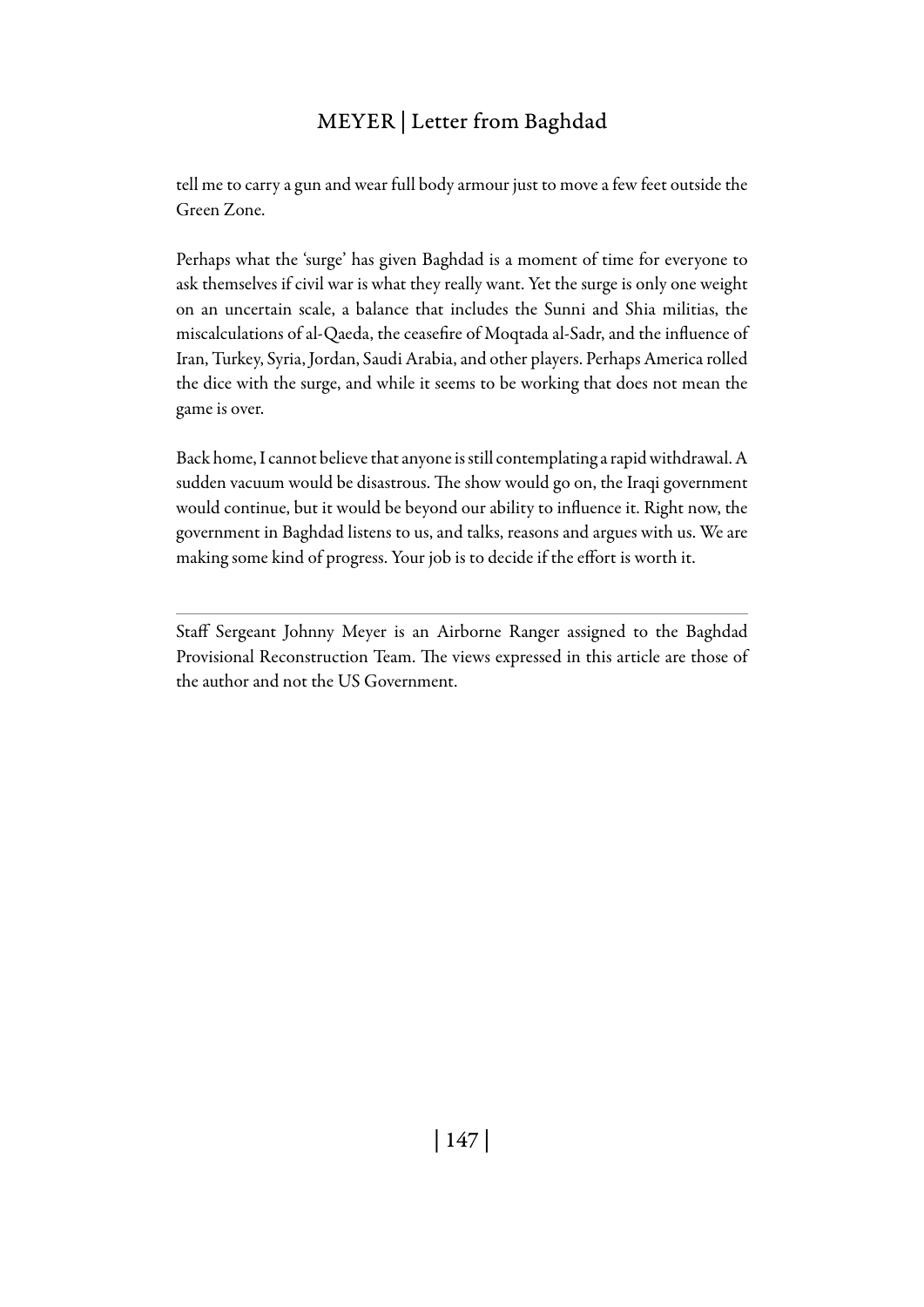tell me to carry a gun and wear full body armour just to move a few feet outside the Green Zone.

Perhaps what the 'surge' has given Baghdad is a moment of time for everyone to ask themselves if civil war is what they really want. Yet the surge is only one weight on an uncertain scale, a balance that includes the Sunni and Shia militias, the miscalculations of al-Qaeda, the ceasefire of Moqtada al-Sadr, and the influence of Iran, Turkey, Syria, Jordan, Saudi Arabia, and other players. Perhaps America rolled the dice with the surge, and while it seems to be working that does not mean the game is over.

Back home, I cannot believe that anyone is still contemplating a rapid withdrawal. A sudden vacuum would be disastrous. The show would go on, the Iraqi government would continue, but it would be beyond our ability to influence it. Right now, the government in Baghdad listens to us, and talks, reasons and argues with us. We are making some kind of progress. Your job is to decide if the effort is worth it.

---

Staff Sergeant Johnny Meyer is an Airborne Ranger assigned to the Baghdad Provisional Reconstruction Team. The views expressed in this article are those of the author and not the US Government.